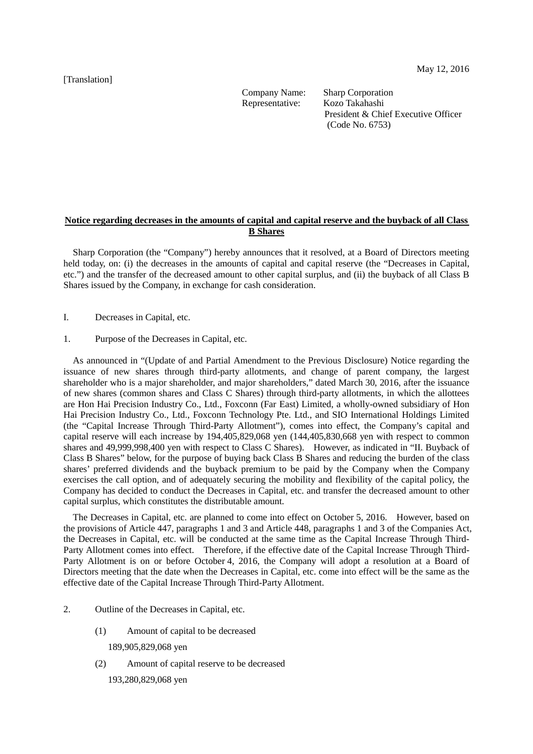May 12, 2016

[Translation]

Company Name: Sharp Corporation
Representative: Kozo Takahashi
President & Chief Executive Officer
(Code No. 6753)

**Notice regarding decreases in the amounts of capital and capital reserve and the buyback of all Class B Shares**

Sharp Corporation (the "Company") hereby announces that it resolved, at a Board of Directors meeting held today, on: (i) the decreases in the amounts of capital and capital reserve (the "Decreases in Capital, etc.") and the transfer of the decreased amount to other capital surplus, and (ii) the buyback of all Class B Shares issued by the Company, in exchange for cash consideration.

I. Decreases in Capital, etc.

1. Purpose of the Decreases in Capital, etc.

As announced in "(Update of and Partial Amendment to the Previous Disclosure) Notice regarding the issuance of new shares through third-party allotments, and change of parent company, the largest shareholder who is a major shareholder, and major shareholders," dated March 30, 2016, after the issuance of new shares (common shares and Class C Shares) through third-party allotments, in which the allottees are Hon Hai Precision Industry Co., Ltd., Foxconn (Far East) Limited, a wholly-owned subsidiary of Hon Hai Precision Industry Co., Ltd., Foxconn Technology Pte. Ltd., and SIO International Holdings Limited (the "Capital Increase Through Third-Party Allotment"), comes into effect, the Company's capital and capital reserve will each increase by 194,405,829,068 yen (144,405,830,668 yen with respect to common shares and 49,999,998,400 yen with respect to Class C Shares). However, as indicated in "II. Buyback of Class B Shares" below, for the purpose of buying back Class B Shares and reducing the burden of the class shares' preferred dividends and the buyback premium to be paid by the Company when the Company exercises the call option, and of adequately securing the mobility and flexibility of the capital policy, the Company has decided to conduct the Decreases in Capital, etc. and transfer the decreased amount to other capital surplus, which constitutes the distributable amount.

The Decreases in Capital, etc. are planned to come into effect on October 5, 2016. However, based on the provisions of Article 447, paragraphs 1 and 3 and Article 448, paragraphs 1 and 3 of the Companies Act, the Decreases in Capital, etc. will be conducted at the same time as the Capital Increase Through Third-Party Allotment comes into effect. Therefore, if the effective date of the Capital Increase Through Third-Party Allotment is on or before October 4, 2016, the Company will adopt a resolution at a Board of Directors meeting that the date when the Decreases in Capital, etc. come into effect will be the same as the effective date of the Capital Increase Through Third-Party Allotment.

2. Outline of the Decreases in Capital, etc.

(1) Amount of capital to be decreased

189,905,829,068 yen

(2) Amount of capital reserve to be decreased

193,280,829,068 yen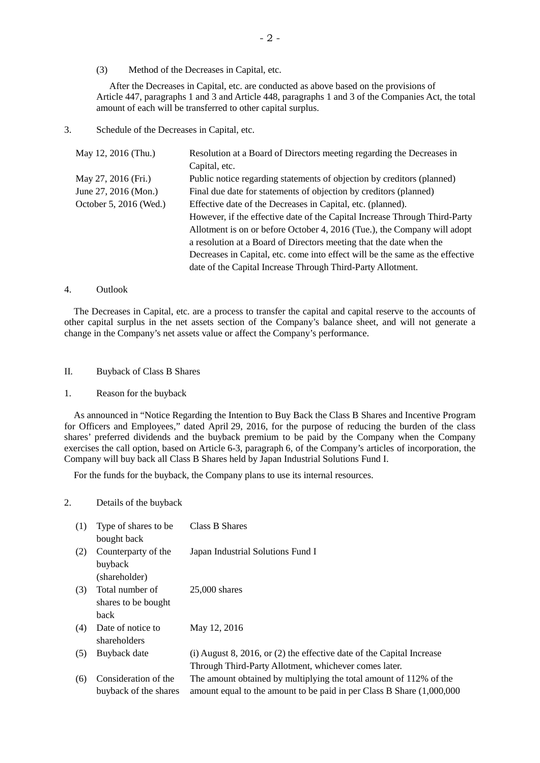(3) Method of the Decreases in Capital, etc.

After the Decreases in Capital, etc. are conducted as above based on the provisions of Article 447, paragraphs 1 and 3 and Article 448, paragraphs 1 and 3 of the Companies Act, the total amount of each will be transferred to other capital surplus.

3. Schedule of the Decreases in Capital, etc.

| | |
|---|---|
| May 12, 2016 (Thu.) | Resolution at a Board of Directors meeting regarding the Decreases in Capital, etc. |
| May 27, 2016 (Fri.) | Public notice regarding statements of objection by creditors (planned) |
| June 27, 2016 (Mon.) | Final due date for statements of objection by creditors (planned) |
| October 5, 2016 (Wed.) | Effective date of the Decreases in Capital, etc. (planned). However, if the effective date of the Capital Increase Through Third-Party Allotment is on or before October 4, 2016 (Tue.), the Company will adopt a resolution at a Board of Directors meeting that the date when the Decreases in Capital, etc. come into effect will be the same as the effective date of the Capital Increase Through Third-Party Allotment. |

4. Outlook

The Decreases in Capital, etc. are a process to transfer the capital and capital reserve to the accounts of other capital surplus in the net assets section of the Company's balance sheet, and will not generate a change in the Company's net assets value or affect the Company's performance.

## II. Buyback of Class B Shares

1. Reason for the buyback

As announced in "Notice Regarding the Intention to Buy Back the Class B Shares and Incentive Program for Officers and Employees," dated April 29, 2016, for the purpose of reducing the burden of the class shares' preferred dividends and the buyback premium to be paid by the Company when the Company exercises the call option, based on Article 6-3, paragraph 6, of the Company's articles of incorporation, the Company will buy back all Class B Shares held by Japan Industrial Solutions Fund I.

For the funds for the buyback, the Company plans to use its internal resources.

2. Details of the buyback

| | | |
|---|---|---|
| (1) | Type of shares to be bought back | Class B Shares |
| (2) | Counterparty of the buyback (shareholder) | Japan Industrial Solutions Fund I |
| (3) | Total number of shares to be bought back | 25,000 shares |
| (4) | Date of notice to shareholders | May 12, 2016 |
| (5) | Buyback date | (i) August 8, 2016, or (2) the effective date of the Capital Increase Through Third-Party Allotment, whichever comes later. |
| (6) | Consideration of the buyback of the shares | The amount obtained by multiplying the total amount of 112% of the amount equal to the amount to be paid in per Class B Share (1,000,000 |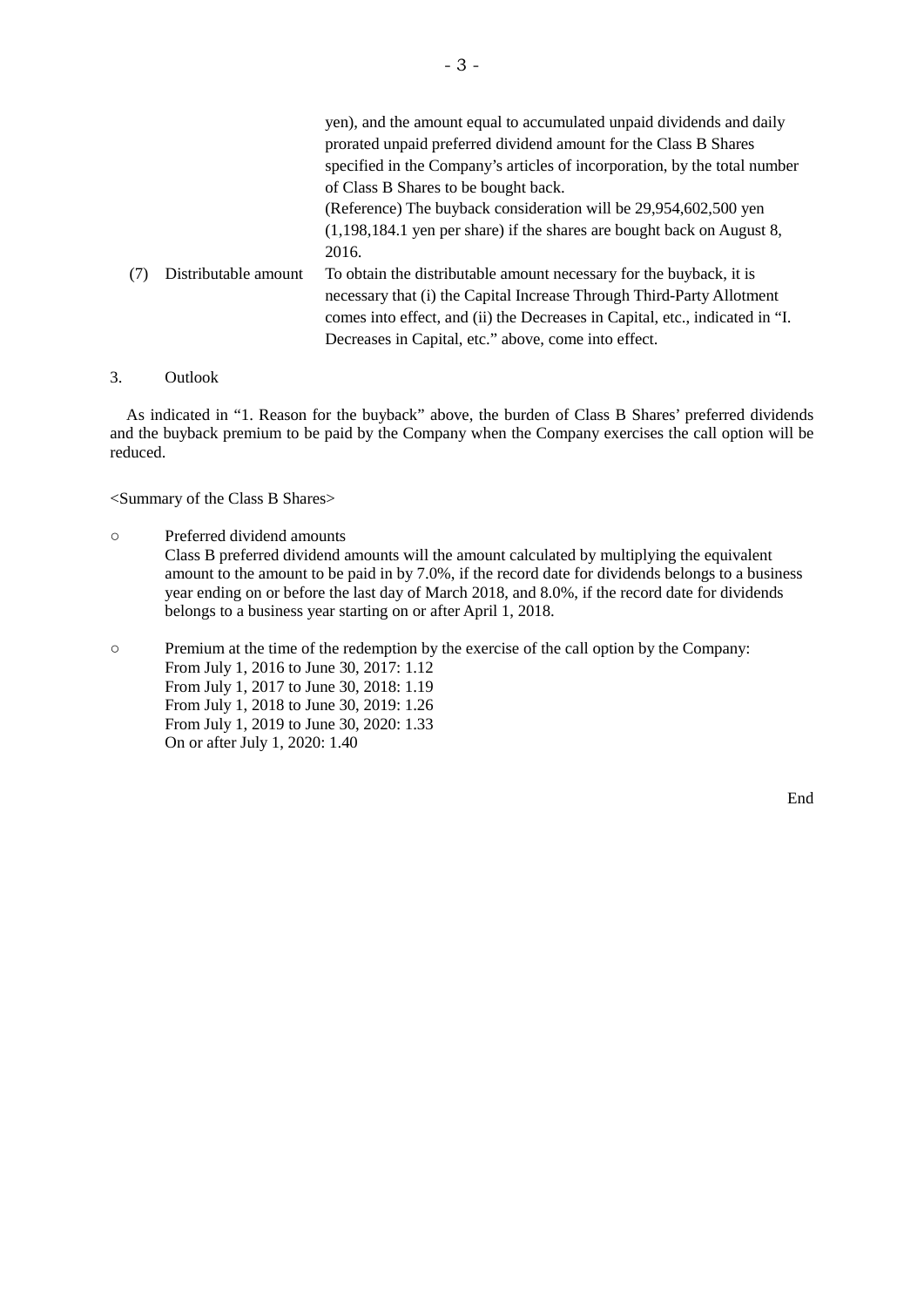| | | |
|---|---|---|
| | | yen), and the amount equal to accumulated unpaid dividends and daily prorated unpaid preferred dividend amount for the Class B Shares specified in the Company's articles of incorporation, by the total number of Class B Shares to be bought back.<br>(Reference) The buyback consideration will be 29,954,602,500 yen (1,198,184.1 yen per share) if the shares are bought back on August 8, 2016. |
| (7) | Distributable amount | To obtain the distributable amount necessary for the buyback, it is necessary that (i) the Capital Increase Through Third-Party Allotment comes into effect, and (ii) the Decreases in Capital, etc., indicated in "I. Decreases in Capital, etc." above, come into effect. |

3. Outlook

As indicated in "1. Reason for the buyback" above, the burden of Class B Shares' preferred dividends and the buyback premium to be paid by the Company when the Company exercises the call option will be reduced.

<Summary of the Class B Shares>

○ Preferred dividend amounts
Class B preferred dividend amounts will the amount calculated by multiplying the equivalent amount to the amount to be paid in by 7.0%, if the record date for dividends belongs to a business year ending on or before the last day of March 2018, and 8.0%, if the record date for dividends belongs to a business year starting on or after April 1, 2018.

○ Premium at the time of the redemption by the exercise of the call option by the Company:
From July 1, 2016 to June 30, 2017: 1.12
From July 1, 2017 to June 30, 2018: 1.19
From July 1, 2018 to June 30, 2019: 1.26
From July 1, 2019 to June 30, 2020: 1.33
On or after July 1, 2020: 1.40

End